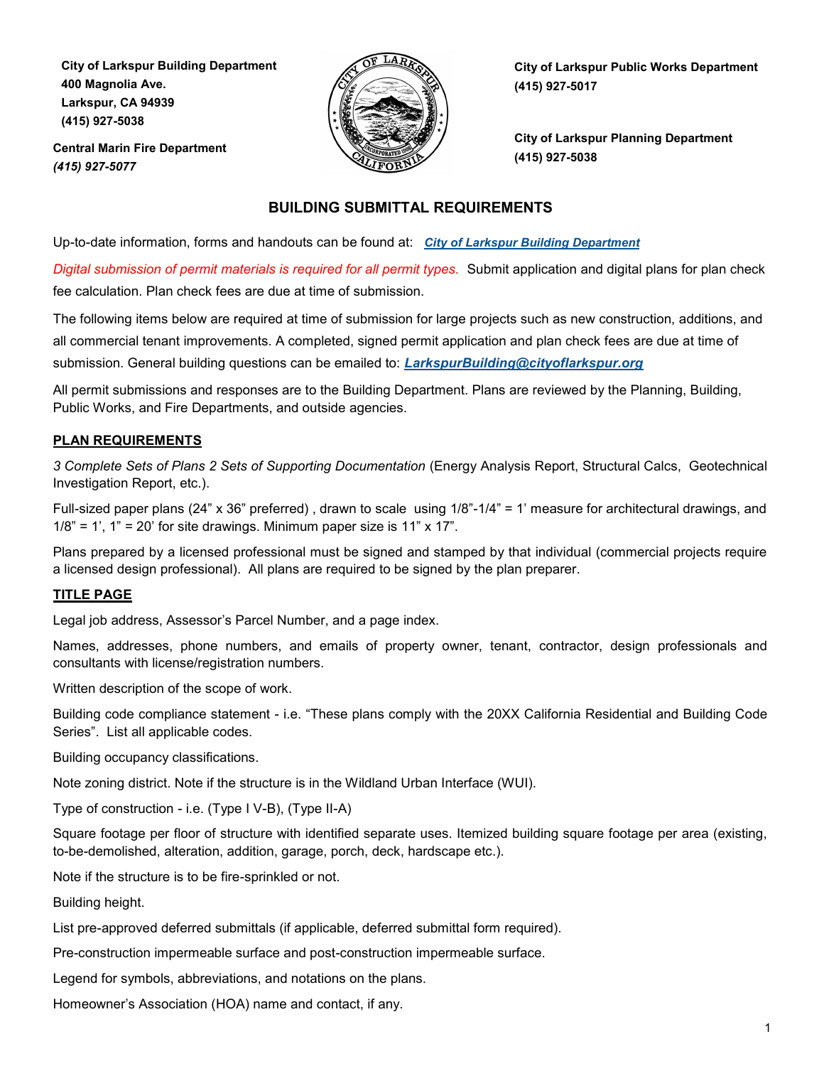**City of Larkspur Building Department**
**400 Magnolia Ave.**
**Larkspur, CA 94939**
**(415) 927-5038**

**Central Marin Fire Department**
***(415) 927-5077***

**City of Larkspur Public Works Department**
**(415) 927-5017**

**City of Larkspur Planning Department**
**(415) 927-5038**

## BUILDING SUBMITTAL REQUIREMENTS

Up-to-date information, forms and handouts can be found at: ***City of Larkspur Building Department***

*Digital submission of permit materials is required for all permit types.* Submit application and digital plans for plan check fee calculation. Plan check fees are due at time of submission.

The following items below are required at time of submission for large projects such as new construction, additions, and all commercial tenant improvements. A completed, signed permit application and plan check fees are due at time of submission. General building questions can be emailed to: ***LarkspurBuilding@cityoflarkspur.org***

All permit submissions and responses are to the Building Department. Plans are reviewed by the Planning, Building, Public Works, and Fire Departments, and outside agencies.

### PLAN REQUIREMENTS

*3 Complete Sets of Plans 2 Sets of Supporting Documentation* (Energy Analysis Report, Structural Calcs, Geotechnical Investigation Report, etc.).

Full-sized paper plans (24" x 36" preferred) , drawn to scale using 1/8"-1/4" = 1' measure for architectural drawings, and 1/8" = 1', 1" = 20' for site drawings. Minimum paper size is 11" x 17".

Plans prepared by a licensed professional must be signed and stamped by that individual (commercial projects require a licensed design professional). All plans are required to be signed by the plan preparer.

### TITLE PAGE

Legal job address, Assessor's Parcel Number, and a page index.

Names, addresses, phone numbers, and emails of property owner, tenant, contractor, design professionals and consultants with license/registration numbers.

Written description of the scope of work.

Building code compliance statement - i.e. "These plans comply with the 20XX California Residential and Building Code Series". List all applicable codes.

Building occupancy classifications.

Note zoning district. Note if the structure is in the Wildland Urban Interface (WUI).

Type of construction - i.e. (Type I V-B), (Type II-A)

Square footage per floor of structure with identified separate uses. Itemized building square footage per area (existing, to-be-demolished, alteration, addition, garage, porch, deck, hardscape etc.).

Note if the structure is to be fire-sprinkled or not.

Building height.

List pre-approved deferred submittals (if applicable, deferred submittal form required).

Pre-construction impermeable surface and post-construction impermeable surface.

Legend for symbols, abbreviations, and notations on the plans.

Homeowner's Association (HOA) name and contact, if any.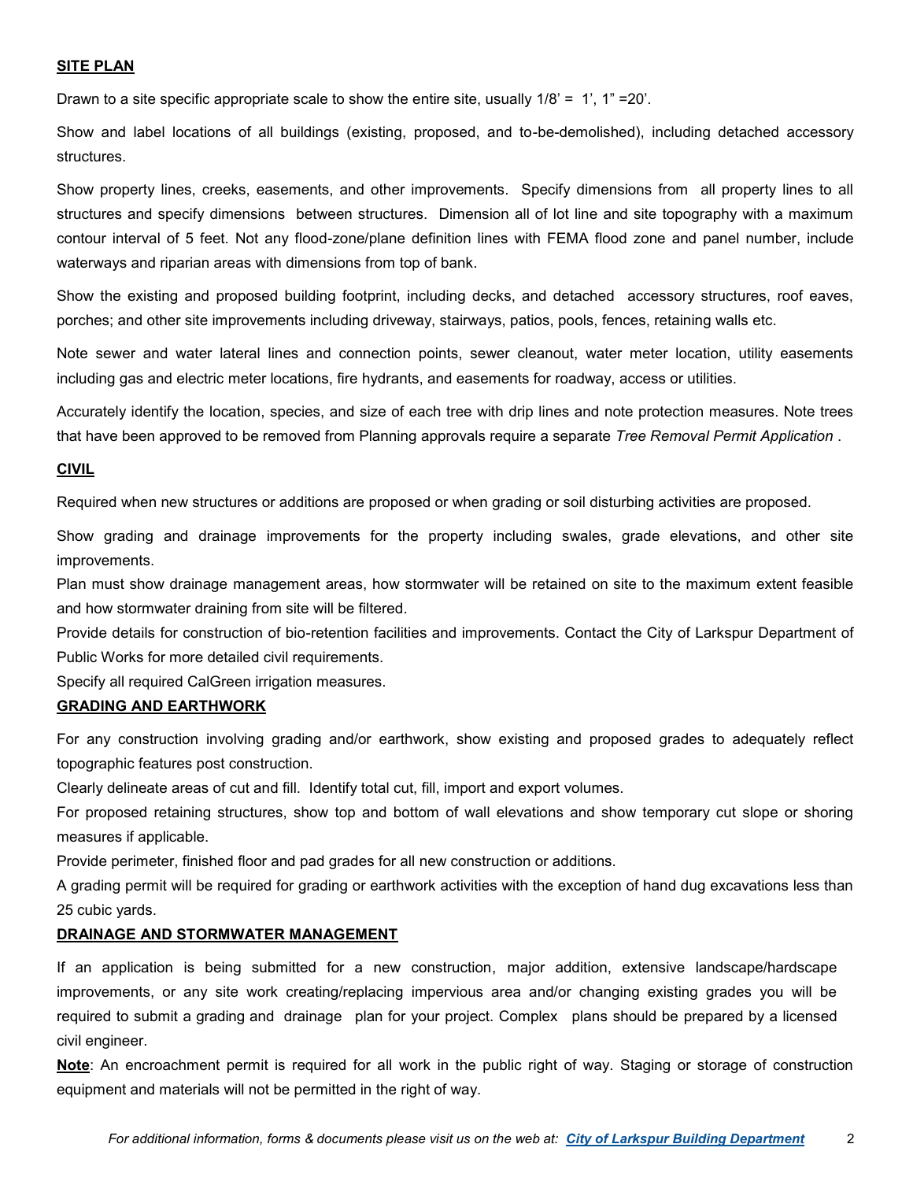**SITE PLAN**

Drawn to a site specific appropriate scale to show the entire site, usually 1/8' = 1', 1" =20'.

Show and label locations of all buildings (existing, proposed, and to-be-demolished), including detached accessory structures.

Show property lines, creeks, easements, and other improvements. Specify dimensions from all property lines to all structures and specify dimensions between structures. Dimension all of lot line and site topography with a maximum contour interval of 5 feet. Not any flood-zone/plane definition lines with FEMA flood zone and panel number, include waterways and riparian areas with dimensions from top of bank.

Show the existing and proposed building footprint, including decks, and detached accessory structures, roof eaves, porches; and other site improvements including driveway, stairways, patios, pools, fences, retaining walls etc.

Note sewer and water lateral lines and connection points, sewer cleanout, water meter location, utility easements including gas and electric meter locations, fire hydrants, and easements for roadway, access or utilities.

Accurately identify the location, species, and size of each tree with drip lines and note protection measures. Note trees that have been approved to be removed from Planning approvals require a separate *Tree Removal Permit Application* .

**CIVIL**

Required when new structures or additions are proposed or when grading or soil disturbing activities are proposed.

Show grading and drainage improvements for the property including swales, grade elevations, and other site improvements.

Plan must show drainage management areas, how stormwater will be retained on site to the maximum extent feasible and how stormwater draining from site will be filtered.

Provide details for construction of bio-retention facilities and improvements. Contact the City of Larkspur Department of Public Works for more detailed civil requirements.

Specify all required CalGreen irrigation measures.

**GRADING AND EARTHWORK**

For any construction involving grading and/or earthwork, show existing and proposed grades to adequately reflect topographic features post construction.

Clearly delineate areas of cut and fill. Identify total cut, fill, import and export volumes.

For proposed retaining structures, show top and bottom of wall elevations and show temporary cut slope or shoring measures if applicable.

Provide perimeter, finished floor and pad grades for all new construction or additions.

A grading permit will be required for grading or earthwork activities with the exception of hand dug excavations less than 25 cubic yards.

**DRAINAGE AND STORMWATER MANAGEMENT**

If an application is being submitted for a new construction, major addition, extensive landscape/hardscape improvements, or any site work creating/replacing impervious area and/or changing existing grades you will be required to submit a grading and drainage plan for your project. Complex plans should be prepared by a licensed civil engineer.

**Note**: An encroachment permit is required for all work in the public right of way. Staging or storage of construction equipment and materials will not be permitted in the right of way.

*For additional information, forms & documents please visit us on the web at: City of Larkspur Building Department*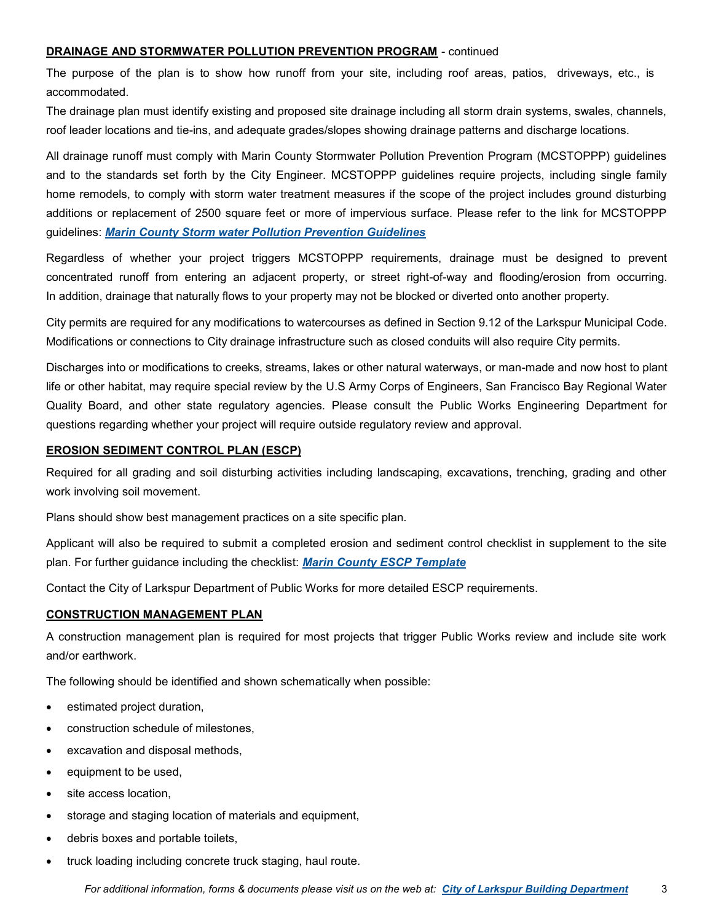**DRAINAGE AND STORMWATER POLLUTION PREVENTION PROGRAM** - continued

The purpose of the plan is to show how runoff from your site, including roof areas, patios, driveways, etc., is accommodated.

The drainage plan must identify existing and proposed site drainage including all storm drain systems, swales, channels, roof leader locations and tie-ins, and adequate grades/slopes showing drainage patterns and discharge locations.

All drainage runoff must comply with Marin County Stormwater Pollution Prevention Program (MCSTOPPP) guidelines and to the standards set forth by the City Engineer. MCSTOPPP guidelines require projects, including single family home remodels, to comply with storm water treatment measures if the scope of the project includes ground disturbing additions or replacement of 2500 square feet or more of impervious surface. Please refer to the link for MCSTOPPP guidelines: ***Marin County Storm water Pollution Prevention Guidelines***

Regardless of whether your project triggers MCSTOPPP requirements, drainage must be designed to prevent concentrated runoff from entering an adjacent property, or street right-of-way and flooding/erosion from occurring. In addition, drainage that naturally flows to your property may not be blocked or diverted onto another property.

City permits are required for any modifications to watercourses as defined in Section 9.12 of the Larkspur Municipal Code. Modifications or connections to City drainage infrastructure such as closed conduits will also require City permits.

Discharges into or modifications to creeks, streams, lakes or other natural waterways, or man-made and now host to plant life or other habitat, may require special review by the U.S Army Corps of Engineers, San Francisco Bay Regional Water Quality Board, and other state regulatory agencies. Please consult the Public Works Engineering Department for questions regarding whether your project will require outside regulatory review and approval.

**EROSION SEDIMENT CONTROL PLAN (ESCP)**

Required for all grading and soil disturbing activities including landscaping, excavations, trenching, grading and other work involving soil movement.

Plans should show best management practices on a site specific plan.

Applicant will also be required to submit a completed erosion and sediment control checklist in supplement to the site plan. For further guidance including the checklist: ***Marin County ESCP Template***

Contact the City of Larkspur Department of Public Works for more detailed ESCP requirements.

**CONSTRUCTION MANAGEMENT PLAN**

A construction management plan is required for most projects that trigger Public Works review and include site work and/or earthwork.

The following should be identified and shown schematically when possible:

- estimated project duration,
- construction schedule of milestones,
- excavation and disposal methods,
- equipment to be used,
- site access location,
- storage and staging location of materials and equipment,
- debris boxes and portable toilets,
- truck loading including concrete truck staging, haul route.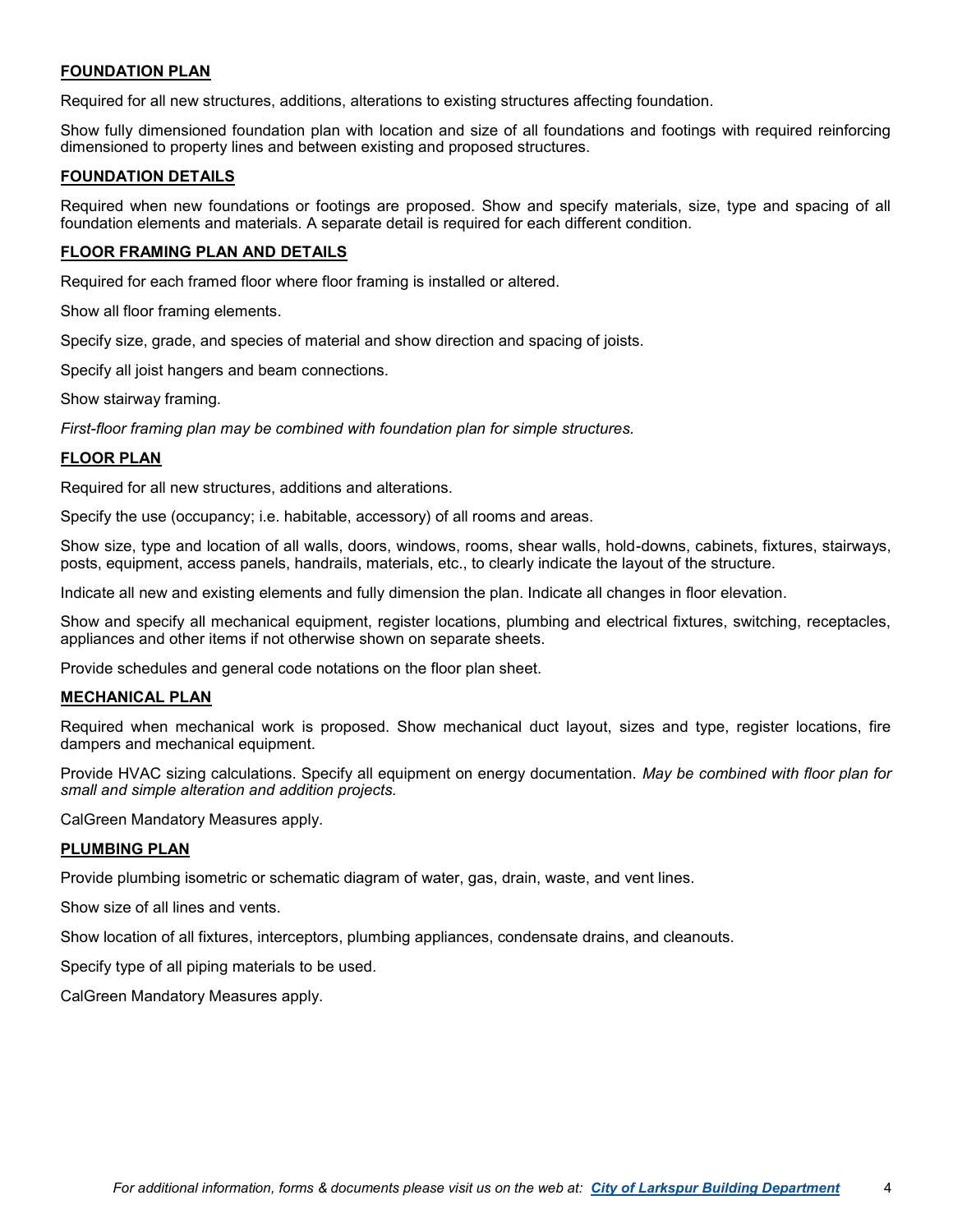## FOUNDATION PLAN

Required for all new structures, additions, alterations to existing structures affecting foundation.

Show fully dimensioned foundation plan with location and size of all foundations and footings with required reinforcing dimensioned to property lines and between existing and proposed structures.

## FOUNDATION DETAILS

Required when new foundations or footings are proposed. Show and specify materials, size, type and spacing of all foundation elements and materials. A separate detail is required for each different condition.

## FLOOR FRAMING PLAN AND DETAILS

Required for each framed floor where floor framing is installed or altered.

Show all floor framing elements.

Specify size, grade, and species of material and show direction and spacing of joists.

Specify all joist hangers and beam connections.

Show stairway framing.

*First-floor framing plan may be combined with foundation plan for simple structures.*

## FLOOR PLAN

Required for all new structures, additions and alterations.

Specify the use (occupancy; i.e. habitable, accessory) of all rooms and areas.

Show size, type and location of all walls, doors, windows, rooms, shear walls, hold-downs, cabinets, fixtures, stairways, posts, equipment, access panels, handrails, materials, etc., to clearly indicate the layout of the structure.

Indicate all new and existing elements and fully dimension the plan. Indicate all changes in floor elevation.

Show and specify all mechanical equipment, register locations, plumbing and electrical fixtures, switching, receptacles, appliances and other items if not otherwise shown on separate sheets.

Provide schedules and general code notations on the floor plan sheet.

## MECHANICAL PLAN

Required when mechanical work is proposed. Show mechanical duct layout, sizes and type, register locations, fire dampers and mechanical equipment.

Provide HVAC sizing calculations. Specify all equipment on energy documentation. *May be combined with floor plan for small and simple alteration and addition projects.*

CalGreen Mandatory Measures apply.

## PLUMBING PLAN

Provide plumbing isometric or schematic diagram of water, gas, drain, waste, and vent lines.

Show size of all lines and vents.

Show location of all fixtures, interceptors, plumbing appliances, condensate drains, and cleanouts.

Specify type of all piping materials to be used.

CalGreen Mandatory Measures apply.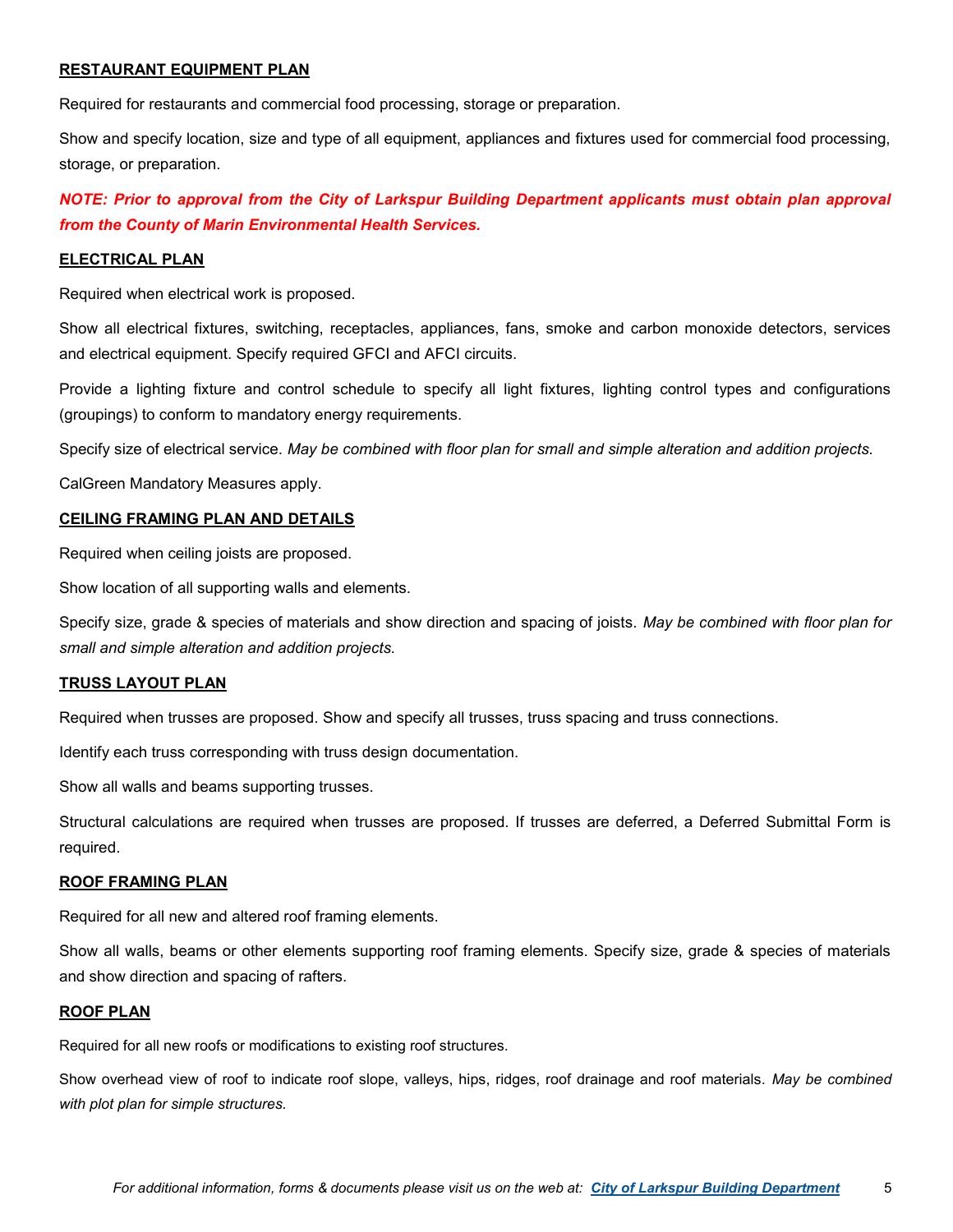**RESTAURANT EQUIPMENT PLAN**

Required for restaurants and commercial food processing, storage or preparation.

Show and specify location, size and type of all equipment, appliances and fixtures used for commercial food processing, storage, or preparation.

***NOTE: Prior to approval from the City of Larkspur Building Department applicants must obtain plan approval from the County of Marin Environmental Health Services.***

**ELECTRICAL PLAN**

Required when electrical work is proposed.

Show all electrical fixtures, switching, receptacles, appliances, fans, smoke and carbon monoxide detectors, services and electrical equipment. Specify required GFCI and AFCI circuits.

Provide a lighting fixture and control schedule to specify all light fixtures, lighting control types and configurations (groupings) to conform to mandatory energy requirements.

Specify size of electrical service. *May be combined with floor plan for small and simple alteration and addition projects.*

CalGreen Mandatory Measures apply.

**CEILING FRAMING PLAN AND DETAILS**

Required when ceiling joists are proposed.

Show location of all supporting walls and elements.

Specify size, grade & species of materials and show direction and spacing of joists. *May be combined with floor plan for small and simple alteration and addition projects.*

**TRUSS LAYOUT PLAN**

Required when trusses are proposed. Show and specify all trusses, truss spacing and truss connections.

Identify each truss corresponding with truss design documentation.

Show all walls and beams supporting trusses.

Structural calculations are required when trusses are proposed. If trusses are deferred, a Deferred Submittal Form is required.

**ROOF FRAMING PLAN**

Required for all new and altered roof framing elements.

Show all walls, beams or other elements supporting roof framing elements. Specify size, grade & species of materials and show direction and spacing of rafters.

**ROOF PLAN**

Required for all new roofs or modifications to existing roof structures.

Show overhead view of roof to indicate roof slope, valleys, hips, ridges, roof drainage and roof materials. *May be combined with plot plan for simple structures.*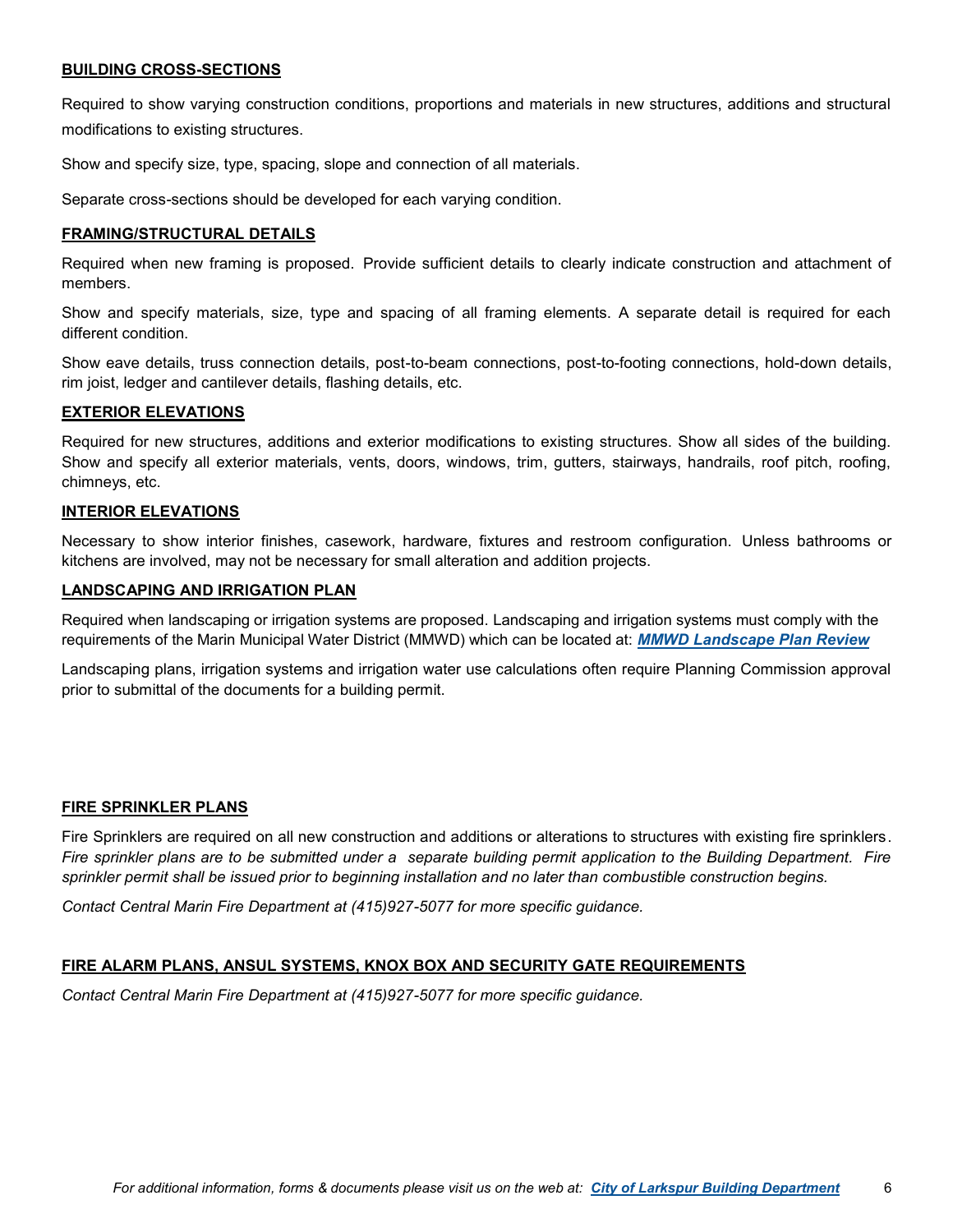**BUILDING CROSS-SECTIONS**

Required to show varying construction conditions, proportions and materials in new structures, additions and structural modifications to existing structures.

Show and specify size, type, spacing, slope and connection of all materials.

Separate cross-sections should be developed for each varying condition.

**FRAMING/STRUCTURAL DETAILS**

Required when new framing is proposed. Provide sufficient details to clearly indicate construction and attachment of members.

Show and specify materials, size, type and spacing of all framing elements. A separate detail is required for each different condition.

Show eave details, truss connection details, post-to-beam connections, post-to-footing connections, hold-down details, rim joist, ledger and cantilever details, flashing details, etc.

**EXTERIOR ELEVATIONS**

Required for new structures, additions and exterior modifications to existing structures. Show all sides of the building. Show and specify all exterior materials, vents, doors, windows, trim, gutters, stairways, handrails, roof pitch, roofing, chimneys, etc.

**INTERIOR ELEVATIONS**

Necessary to show interior finishes, casework, hardware, fixtures and restroom configuration. Unless bathrooms or kitchens are involved, may not be necessary for small alteration and addition projects.

**LANDSCAPING AND IRRIGATION PLAN**

Required when landscaping or irrigation systems are proposed. Landscaping and irrigation systems must comply with the requirements of the Marin Municipal Water District (MMWD) which can be located at: ***MMWD Landscape Plan Review***

Landscaping plans, irrigation systems and irrigation water use calculations often require Planning Commission approval prior to submittal of the documents for a building permit.

**FIRE SPRINKLER PLANS**

Fire Sprinklers are required on all new construction and additions or alterations to structures with existing fire sprinklers. *Fire sprinkler plans are to be submitted under a separate building permit application to the Building Department. Fire sprinkler permit shall be issued prior to beginning installation and no later than combustible construction begins.*

*Contact Central Marin Fire Department at (415)927-5077 for more specific guidance.*

**FIRE ALARM PLANS, ANSUL SYSTEMS, KNOX BOX AND SECURITY GATE REQUIREMENTS**

*Contact Central Marin Fire Department at (415)927-5077 for more specific guidance.*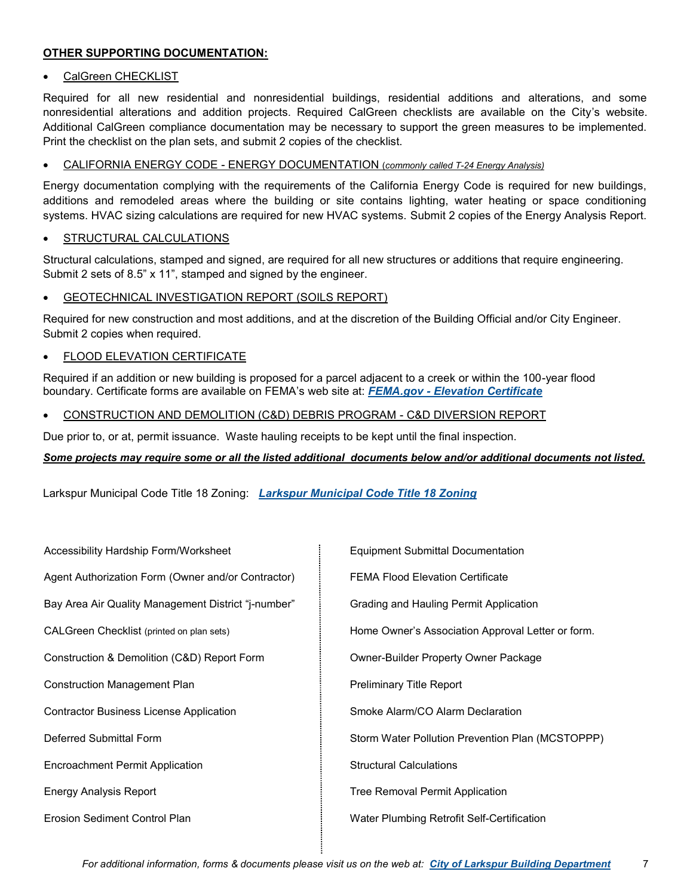**OTHER SUPPORTING DOCUMENTATION:**

- CalGreen CHECKLIST

Required for all new residential and nonresidential buildings, residential additions and alterations, and some nonresidential alterations and addition projects. Required CalGreen checklists are available on the City's website. Additional CalGreen compliance documentation may be necessary to support the green measures to be implemented. Print the checklist on the plan sets, and submit 2 copies of the checklist.

- CALIFORNIA ENERGY CODE - ENERGY DOCUMENTATION (*commonly called T-24 Energy Analysis)*

Energy documentation complying with the requirements of the California Energy Code is required for new buildings, additions and remodeled areas where the building or site contains lighting, water heating or space conditioning systems. HVAC sizing calculations are required for new HVAC systems. Submit 2 copies of the Energy Analysis Report.

- STRUCTURAL CALCULATIONS

Structural calculations, stamped and signed, are required for all new structures or additions that require engineering. Submit 2 sets of 8.5" x 11", stamped and signed by the engineer.

- GEOTECHNICAL INVESTIGATION REPORT (SOILS REPORT)

Required for new construction and most additions, and at the discretion of the Building Official and/or City Engineer. Submit 2 copies when required.

- FLOOD ELEVATION CERTIFICATE

Required if an addition or new building is proposed for a parcel adjacent to a creek or within the 100-year flood boundary. Certificate forms are available on FEMA's web site at: ***FEMA.gov - Elevation Certificate***

- CONSTRUCTION AND DEMOLITION (C&D) DEBRIS PROGRAM - C&D DIVERSION REPORT

Due prior to, or at, permit issuance. Waste hauling receipts to be kept until the final inspection.

***Some projects may require some or all the listed additional documents below and/or additional documents not listed.***

Larkspur Municipal Code Title 18 Zoning: ***Larkspur Municipal Code Title 18 Zoning***

| | |
|---|---|
| Accessibility Hardship Form/Worksheet | Equipment Submittal Documentation |
| Agent Authorization Form (Owner and/or Contractor) | FEMA Flood Elevation Certificate |
| Bay Area Air Quality Management District "j-number" | Grading and Hauling Permit Application |
| CALGreen Checklist (printed on plan sets) | Home Owner's Association Approval Letter or form. |
| Construction & Demolition (C&D) Report Form | Owner-Builder Property Owner Package |
| Construction Management Plan | Preliminary Title Report |
| Contractor Business License Application | Smoke Alarm/CO Alarm Declaration |
| Deferred Submittal Form | Storm Water Pollution Prevention Plan (MCSTOPPP) |
| Encroachment Permit Application | Structural Calculations |
| Energy Analysis Report | Tree Removal Permit Application |
| Erosion Sediment Control Plan | Water Plumbing Retrofit Self-Certification |

*For additional information, forms & documents please visit us on the web at:* ***City of Larkspur Building Department***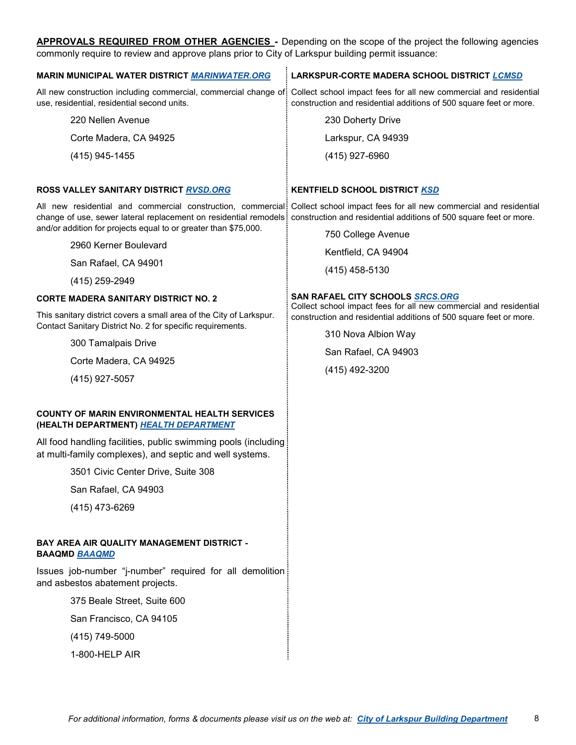**APPROVALS REQUIRED FROM OTHER AGENCIES -** Depending on the scope of the project the following agencies commonly require to review and approve plans prior to City of Larkspur building permit issuance:

**MARIN MUNICIPAL WATER DISTRICT *MARINWATER.ORG***

All new construction including commercial, commercial change of use, residential, residential second units.

220 Nellen Avenue

Corte Madera, CA 94925

(415) 945-1455

**ROSS VALLEY SANITARY DISTRICT *RVSD.ORG***

All new residential and commercial construction, commercial change of use, sewer lateral replacement on residential remodels and/or addition for projects equal to or greater than $75,000.

2960 Kerner Boulevard

San Rafael, CA 94901

(415) 259-2949

**CORTE MADERA SANITARY DISTRICT NO. 2**

This sanitary district covers a small area of the City of Larkspur. Contact Sanitary District No. 2 for specific requirements.

300 Tamalpais Drive

Corte Madera, CA 94925

(415) 927-5057

**COUNTY OF MARIN ENVIRONMENTAL HEALTH SERVICES (HEALTH DEPARTMENT) *HEALTH DEPARTMENT***

All food handling facilities, public swimming pools (including at multi-family complexes), and septic and well systems.

3501 Civic Center Drive, Suite 308

San Rafael, CA 94903

(415) 473-6269

**BAY AREA AIR QUALITY MANAGEMENT DISTRICT - BAAQMD *BAAQMD***

Issues job-number "j-number" required for all demolition and asbestos abatement projects.

375 Beale Street, Suite 600

San Francisco, CA 94105

(415) 749-5000

1-800-HELP AIR

**LARKSPUR-CORTE MADERA SCHOOL DISTRICT *LCMSD***

Collect school impact fees for all new commercial and residential construction and residential additions of 500 square feet or more.

230 Doherty Drive

Larkspur, CA 94939

(415) 927-6960

**KENTFIELD SCHOOL DISTRICT *KSD***

Collect school impact fees for all new commercial and residential construction and residential additions of 500 square feet or more.

750 College Avenue

Kentfield, CA 94904

(415) 458-5130

**SAN RAFAEL CITY SCHOOLS *SRCS.ORG***

Collect school impact fees for all new commercial and residential construction and residential additions of 500 square feet or more.

310 Nova Albion Way

San Rafael, CA 94903

(415) 492-3200

*For additional information, forms & documents please visit us on the web at:* ***City of Larkspur Building Department***